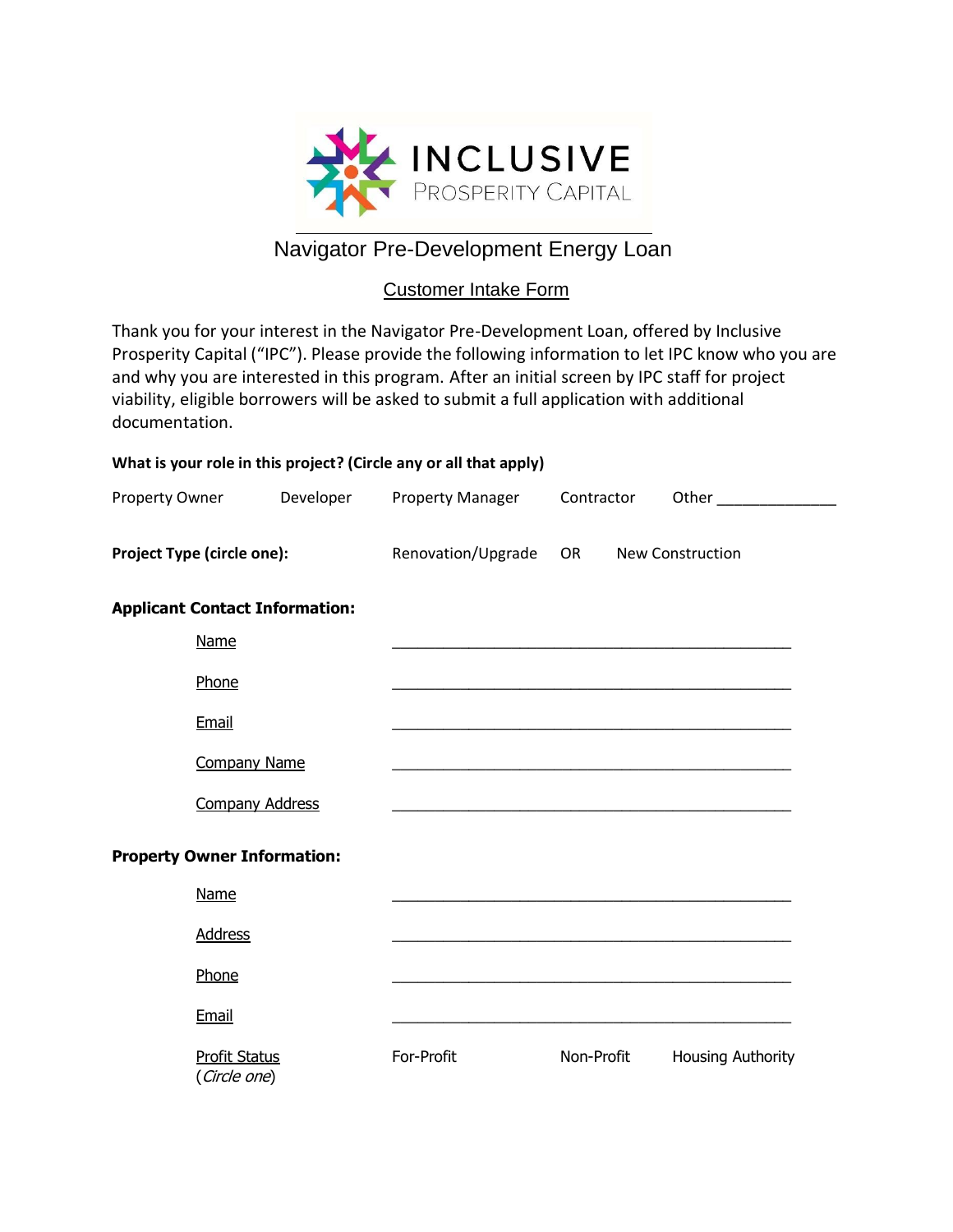INCLUSIVE PROSPERITY CAPITAL

# Navigator Pre-Development Energy Loan

## Customer Intake Form

Thank you for your interest in the Navigator Pre-Development Loan, offered by Inclusive Prosperity Capital ("IPC"). Please provide the following information to let IPC know who you are and why you are interested in this program. After an initial screen by IPC staff for project viability, eligible borrowers will be asked to submit a full application with additional documentation.

**What is your role in this project? (Circle any or all that apply)**

Property Owner    Developer    Property Manager    Contractor    Other ______________

**Project Type (circle one):**    Renovation/Upgrade    OR    New Construction

**Applicant Contact Information:**

- Name ________________________________________________
- Phone ________________________________________________
- Email ________________________________________________
- Company Name ________________________________________________
- Company Address ________________________________________________

**Property Owner Information:**

- Name ________________________________________________
- Address ________________________________________________
- Phone ________________________________________________
- Email ________________________________________________
- Profit Status (*Circle one*)    For-Profit    Non-Profit    Housing Authority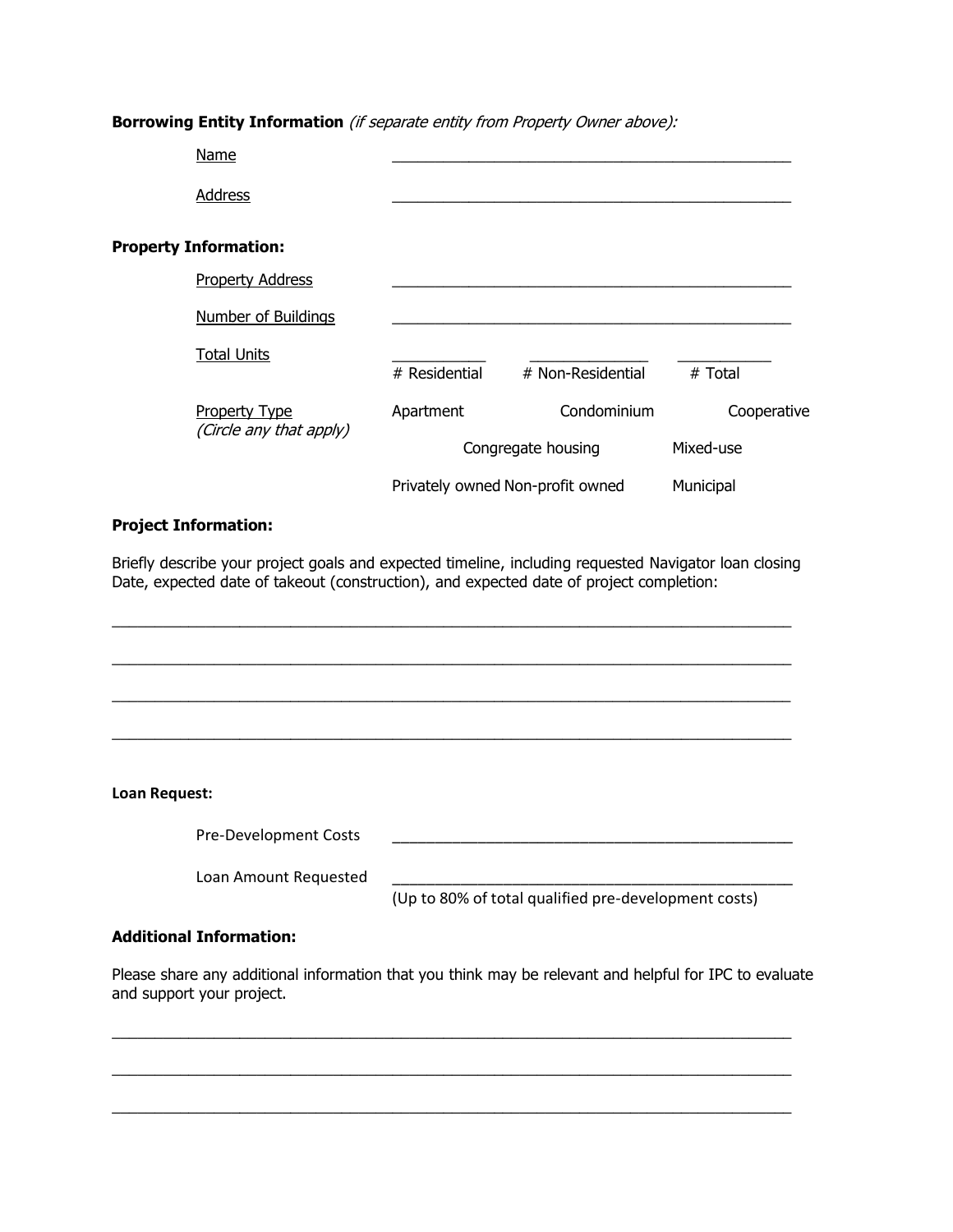**Borrowing Entity Information** *(if separate entity from Property Owner above):*

Name ________________________________________________

Address ________________________________________________

**Property Information:**

Property Address ________________________________________________

Number of Buildings ________________________________________________

Total Units ___________ # Residential ______________ # Non-Residential ___________ # Total

Property Type *(Circle any that apply)*

Apartment Condominium Cooperative

Congregate housing Mixed-use

Privately owned Non-profit owned Municipal

**Project Information:**

Briefly describe your project goals and expected timeline, including requested Navigator loan closing Date, expected date of takeout (construction), and expected date of project completion:

________________________________________________________________________________

________________________________________________________________________________

________________________________________________________________________________

________________________________________________________________________________

**Loan Request:**

Pre-Development Costs ________________________________________________

Loan Amount Requested ________________________________________________
(Up to 80% of total qualified pre-development costs)

**Additional Information:**

Please share any additional information that you think may be relevant and helpful for IPC to evaluate and support your project.

________________________________________________________________________________

________________________________________________________________________________

________________________________________________________________________________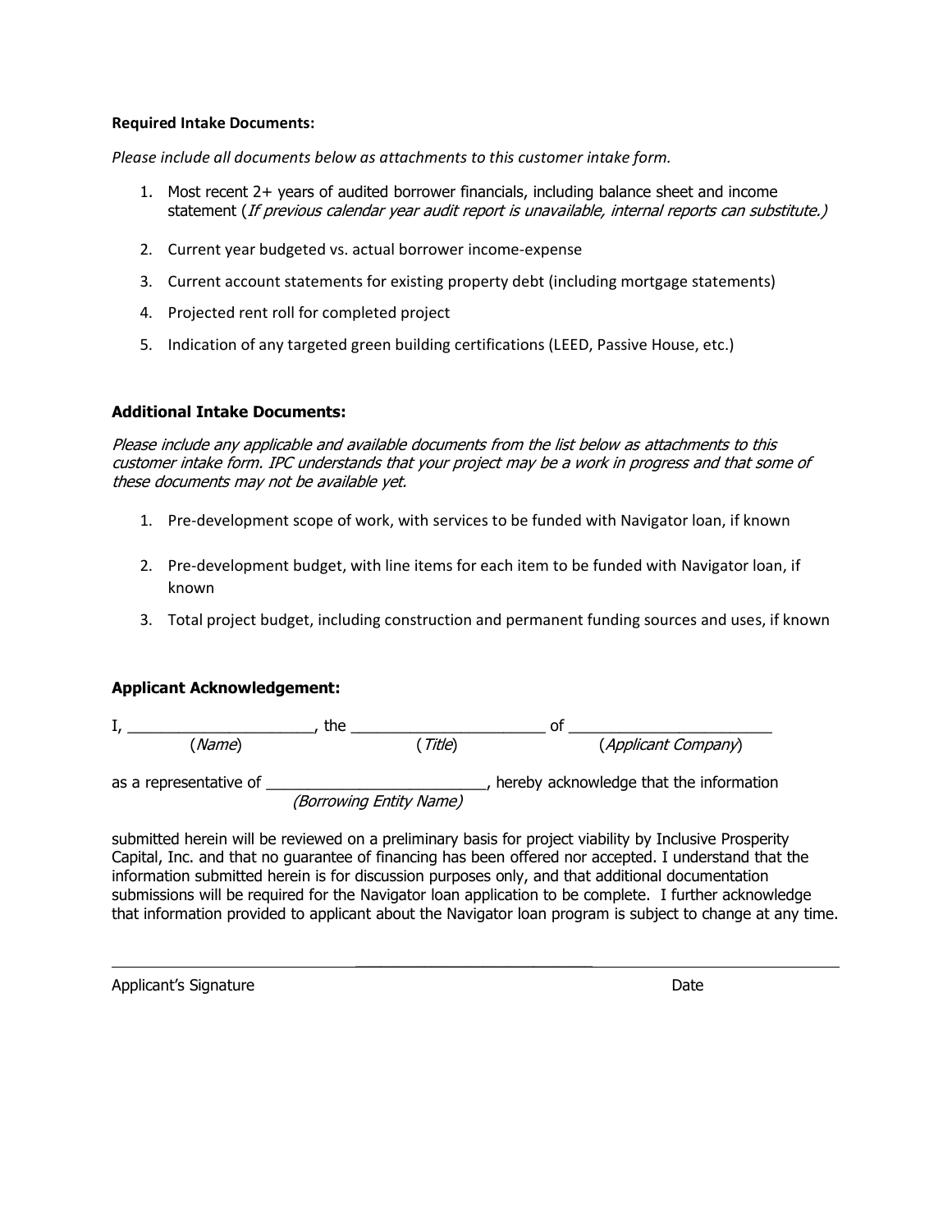**Required Intake Documents:**

*Please include all documents below as attachments to this customer intake form.*

1. Most recent 2+ years of audited borrower financials, including balance sheet and income statement (*If previous calendar year audit report is unavailable, internal reports can substitute.)*
2. Current year budgeted vs. actual borrower income-expense
3. Current account statements for existing property debt (including mortgage statements)
4. Projected rent roll for completed project
5. Indication of any targeted green building certifications (LEED, Passive House, etc.)

**Additional Intake Documents:**

*Please include any applicable and available documents from the list below as attachments to this customer intake form. IPC understands that your project may be a work in progress and that some of these documents may not be available yet.*

1. Pre-development scope of work, with services to be funded with Navigator loan, if known
2. Pre-development budget, with line items for each item to be funded with Navigator loan, if known
3. Total project budget, including construction and permanent funding sources and uses, if known

**Applicant Acknowledgement:**

I, ______________________, the ________________________ of _________________________
(*Name*) (*Title*) (*Applicant Company*)

as a representative of __________________________, hereby acknowledge that the information
*(Borrowing Entity Name)*

submitted herein will be reviewed on a preliminary basis for project viability by Inclusive Prosperity Capital, Inc. and that no guarantee of financing has been offered nor accepted. I understand that the information submitted herein is for discussion purposes only, and that additional documentation submissions will be required for the Navigator loan application to be complete. I further acknowledge that information provided to applicant about the Navigator loan program is subject to change at any time.

_______________________________________________________________________________

Applicant's Signature Date